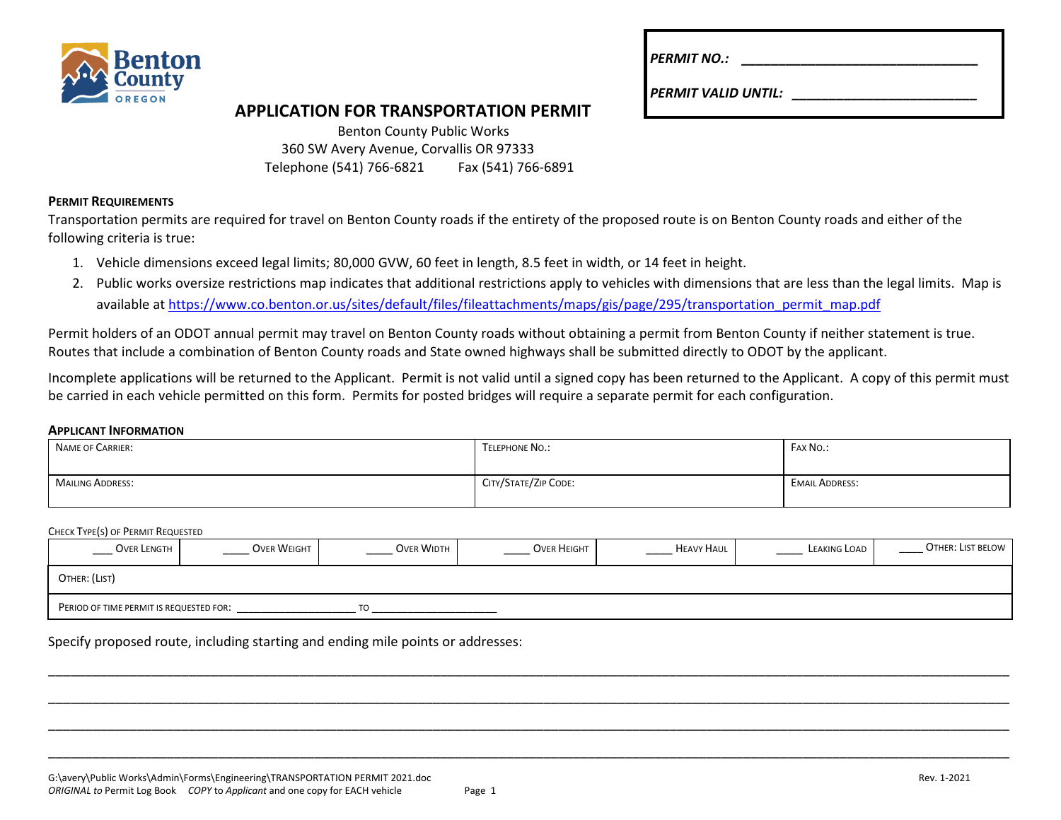| PERMIT NO.: ______________________________ |
|---|
| PERMIT VALID UNTIL: ________________________ |

# APPLICATION FOR TRANSPORTATION PERMIT

Benton County Public Works
360 SW Avery Avenue, Corvallis OR 97333
Telephone (541) 766-6821 Fax (541) 766-6891

**PERMIT REQUIREMENTS**

Transportation permits are required for travel on Benton County roads if the entirety of the proposed route is on Benton County roads and either of the following criteria is true:

1. Vehicle dimensions exceed legal limits; 80,000 GVW, 60 feet in length, 8.5 feet in width, or 14 feet in height.
2. Public works oversize restrictions map indicates that additional restrictions apply to vehicles with dimensions that are less than the legal limits. Map is available at https://www.co.benton.or.us/sites/default/files/fileattachments/maps/gis/page/295/transportation_permit_map.pdf

Permit holders of an ODOT annual permit may travel on Benton County roads without obtaining a permit from Benton County if neither statement is true. Routes that include a combination of Benton County roads and State owned highways shall be submitted directly to ODOT by the applicant.

Incomplete applications will be returned to the Applicant. Permit is not valid until a signed copy has been returned to the Applicant. A copy of this permit must be carried in each vehicle permitted on this form. Permits for posted bridges will require a separate permit for each configuration.

**APPLICANT INFORMATION**

| NAME OF CARRIER: | TELEPHONE NO.: | FAX NO.: |
|---|---|---|
| MAILING ADDRESS: | CITY/STATE/ZIP CODE: | EMAIL ADDRESS: |

CHECK TYPE(S) OF PERMIT REQUESTED

| ____ OVER LENGTH | ____ OVER WEIGHT | ____ OVER WIDTH | ____ OVER HEIGHT | ____ HEAVY HAUL | ____ LEAKING LOAD | ____ OTHER: LIST BELOW |
|---|---|---|---|---|---|---|
| OTHER: (LIST) | | | | | | |
| PERIOD OF TIME PERMIT IS REQUESTED FOR: ____________________ TO ____________________ | | | | | | |

Specify proposed route, including starting and ending mile points or addresses:

________________________________________________________________________________

________________________________________________________________________________

________________________________________________________________________________

________________________________________________________________________________

G:\avery\Public Works\Admin\Forms\Engineering\TRANSPORTATION PERMIT 2021.doc
*ORIGINAL to* Permit Log Book *COPY* to *Applicant* and one copy for EACH vehicle

Rev. 1-2021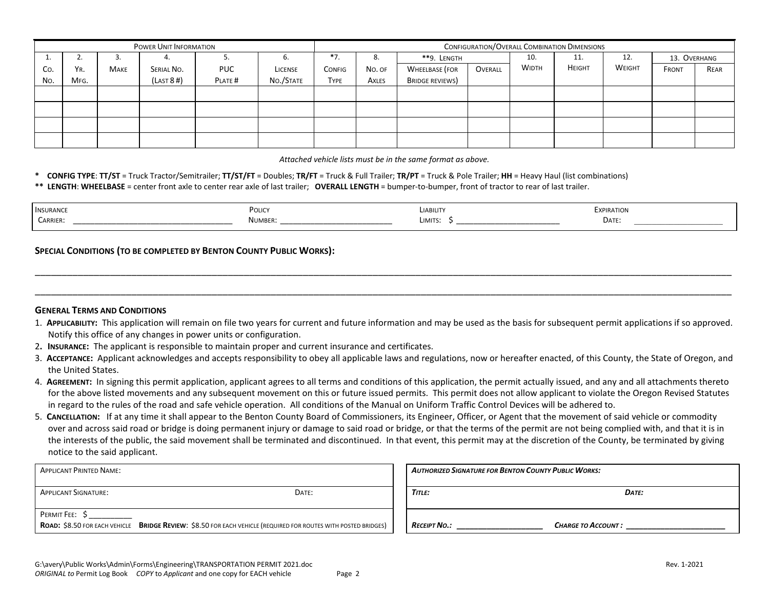| Power Unit Information | | | | | | Configuration/Overall Combination Dimensions | | | | | | | | | |
|---|---|---|---|---|---|---|---|---|---|---|---|---|---|---|---|
| 1. | 2. | 3. | 4. | 5. | 6. | *7. | 8. | **9. Length | | 10. | 11. | 12. | 13. Overhang | |
| Co. No. | Yr. Mfg. | Make | Serial No. (Last 8 #) | PUC Plate # | License No./State | Config Type | No. of Axles | Wheelbase (for Bridge reviews) | Overall | Width | Height | Weight | Front | Rear |
| | | | | | | | | | | | | | | |
| | | | | | | | | | | | | | | |
| | | | | | | | | | | | | | | |
| | | | | | | | | | | | | | | |

*Attached vehicle lists must be in the same format as above.*

\* **CONFIG TYPE**: **TT/ST** = Truck Tractor/Semitrailer; **TT/ST/FT** = Doubles; **TR/FT** = Truck & Full Trailer; **TR/PT** = Truck & Pole Trailer; **HH** = Heavy Haul (list combinations)

\*\* **LENGTH**: **WHEELBASE** = center front axle to center rear axle of last trailer; **OVERALL LENGTH** = bumper-to-bumper, front of tractor to rear of last trailer.

Insurance Carrier: ______________________ Policy Number: ______________________ Liability Limits: $ ______________________ Expiration Date: ______________________

## Special Conditions (to be completed by Benton County Public Works):

______________________________________________________________________________

______________________________________________________________________________

## General Terms and Conditions

1. **Applicability:** This application will remain on file two years for current and future information and may be used as the basis for subsequent permit applications if so approved. Notify this office of any changes in power units or configuration.
2. **Insurance:** The applicant is responsible to maintain proper and current insurance and certificates.
3. **Acceptance:** Applicant acknowledges and accepts responsibility to obey all applicable laws and regulations, now or hereafter enacted, of this County, the State of Oregon, and the United States.
4. **Agreement:** In signing this permit application, applicant agrees to all terms and conditions of this application, the permit actually issued, and any and all attachments thereto for the above listed movements and any subsequent movement on this or future issued permits. This permit does not allow applicant to violate the Oregon Revised Statutes in regard to the rules of the road and safe vehicle operation. All conditions of the Manual on Uniform Traffic Control Devices will be adhered to.
5. **Cancellation:** If at any time it shall appear to the Benton County Board of Commissioners, its Engineer, Officer, or Agent that the movement of said vehicle or commodity over and across said road or bridge is doing permanent injury or damage to said road or bridge, or that the terms of the permit are not being complied with, and that it is in the interests of the public, the said movement shall be terminated and discontinued. In that event, this permit may at the discretion of the County, be terminated by giving notice to the said applicant.

Applicant Printed Name:

Applicant Signature: Date:

Permit Fee: $ __________

**Road:** $8.50 for each vehicle **Bridge Review**: $8.50 for each vehicle (required for routes with posted bridges)

***Authorized Signature for Benton County Public Works:***

***Title:*** ***Date:***

***Receipt No.:*** ____________________ ***Charge to Account :*** ______________________

G:\avery\Public Works\Admin\Forms\Engineering\TRANSPORTATION PERMIT 2021.doc
*ORIGINAL to* Permit Log Book *COPY* to *Applicant* and one copy for EACH vehicle

Rev. 1-2021